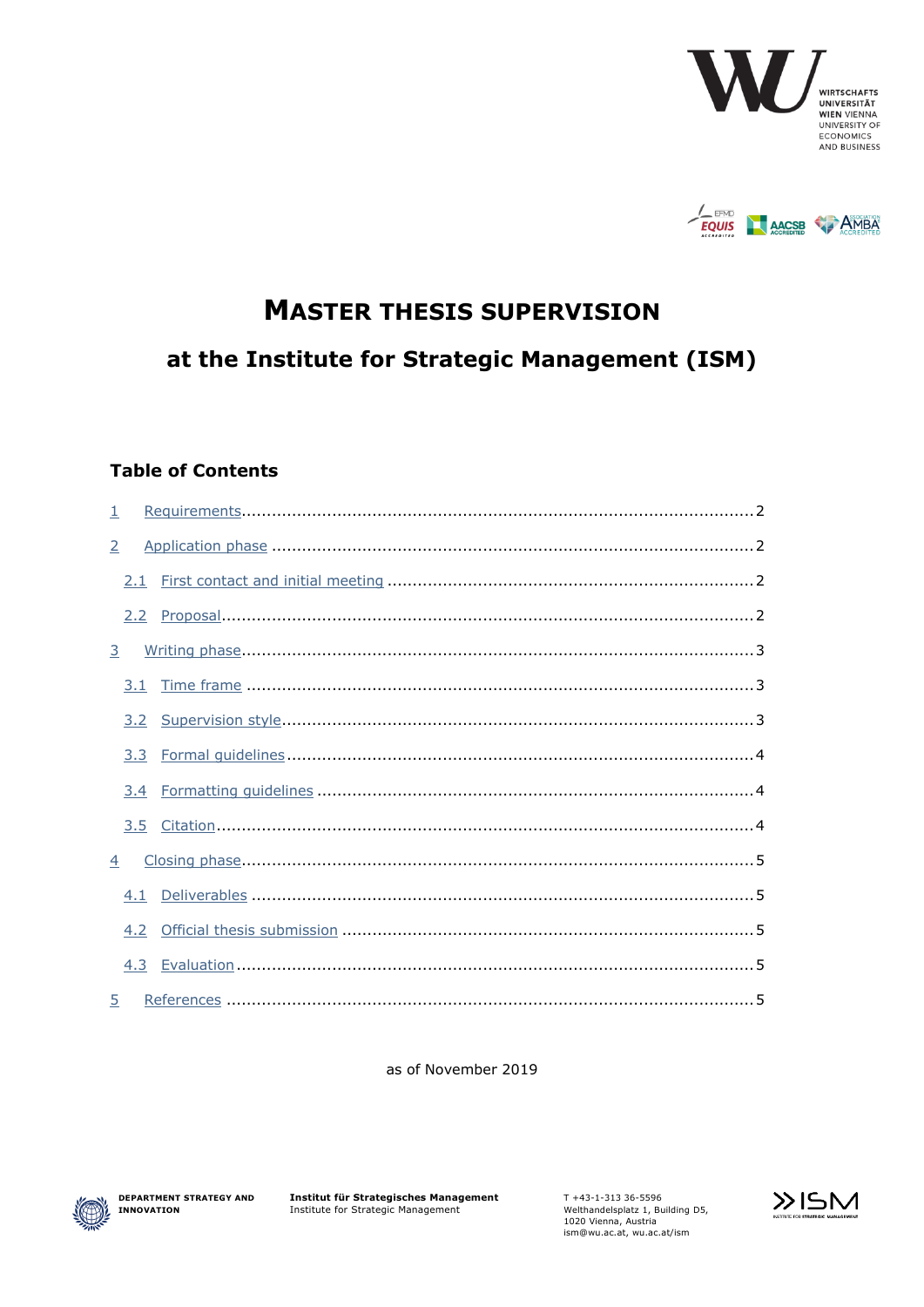# MASTER THESIS SUPERVISION

## at the Institute for Strategic Management (ISM)

### Table of Contents

1 Requirements ... 2
2 Application phase ... 2
  2.1 First contact and initial meeting ... 2
  2.2 Proposal ... 2
3 Writing phase ... 3
  3.1 Time frame ... 3
  3.2 Supervision style ... 3
  3.3 Formal guidelines ... 4
  3.4 Formatting guidelines ... 4
  3.5 Citation ... 4
4 Closing phase ... 5
  4.1 Deliverables ... 5
  4.2 Official thesis submission ... 5
  4.3 Evaluation ... 5
5 References ... 5

as of November 2019

**DEPARTMENT STRATEGY AND INNOVATION**

**Institut für Strategisches Management**
Institute for Strategic Management

T +43-1-313 36-5596
Welthandelsplatz 1, Building D5,
1020 Vienna, Austria
ism@wu.ac.at, wu.ac.at/ism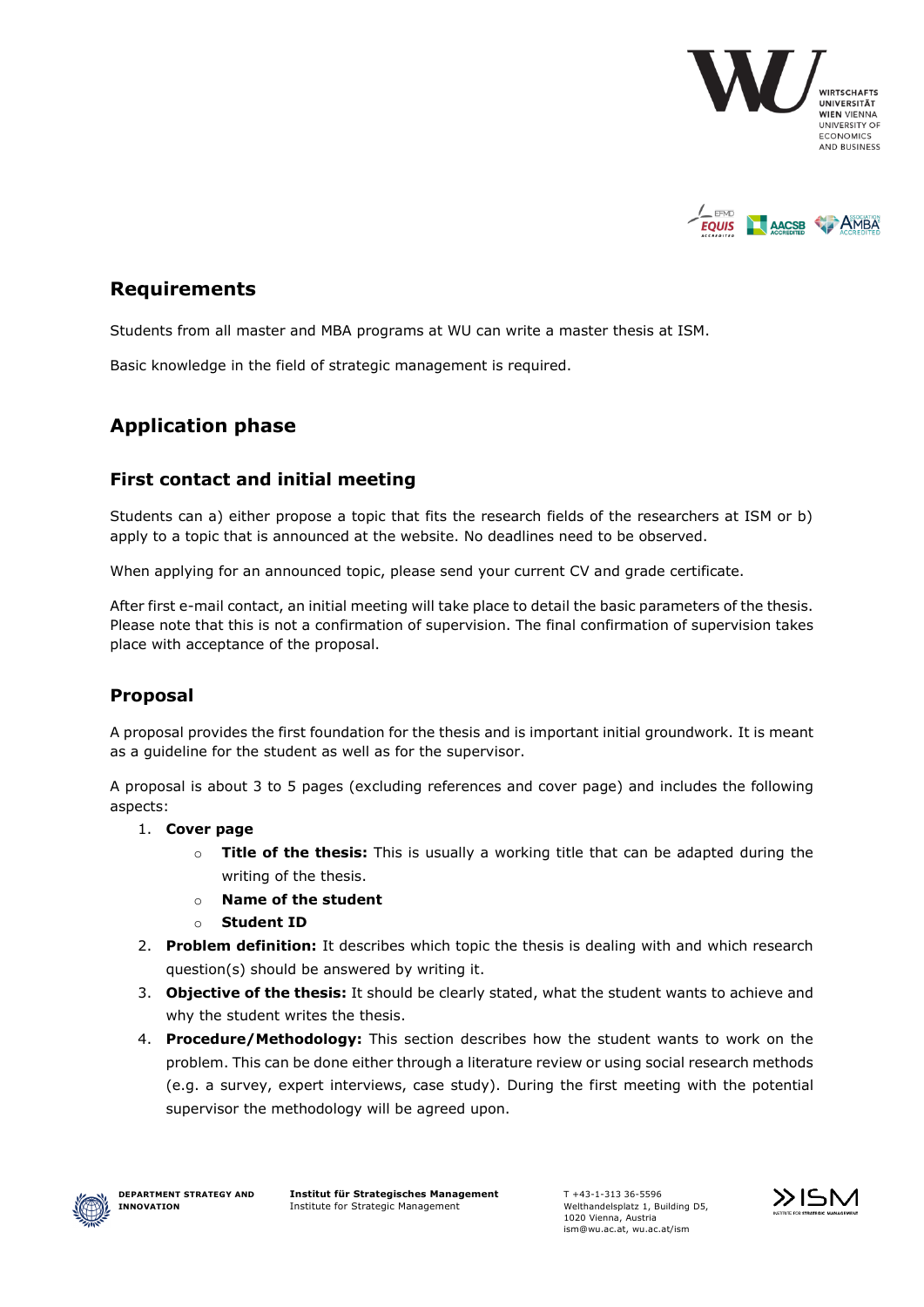## Requirements

Students from all master and MBA programs at WU can write a master thesis at ISM.

Basic knowledge in the field of strategic management is required.

## Application phase

### First contact and initial meeting

Students can a) either propose a topic that fits the research fields of the researchers at ISM or b) apply to a topic that is announced at the website. No deadlines need to be observed.

When applying for an announced topic, please send your current CV and grade certificate.

After first e-mail contact, an initial meeting will take place to detail the basic parameters of the thesis. Please note that this is not a confirmation of supervision. The final confirmation of supervision takes place with acceptance of the proposal.

### Proposal

A proposal provides the first foundation for the thesis and is important initial groundwork. It is meant as a guideline for the student as well as for the supervisor.

A proposal is about 3 to 5 pages (excluding references and cover page) and includes the following aspects:

1. **Cover page**
   - **Title of the thesis:** This is usually a working title that can be adapted during the writing of the thesis.
   - **Name of the student**
   - **Student ID**
2. **Problem definition:** It describes which topic the thesis is dealing with and which research question(s) should be answered by writing it.
3. **Objective of the thesis:** It should be clearly stated, what the student wants to achieve and why the student writes the thesis.
4. **Procedure/Methodology:** This section describes how the student wants to work on the problem. This can be done either through a literature review or using social research methods (e.g. a survey, expert interviews, case study). During the first meeting with the potential supervisor the methodology will be agreed upon.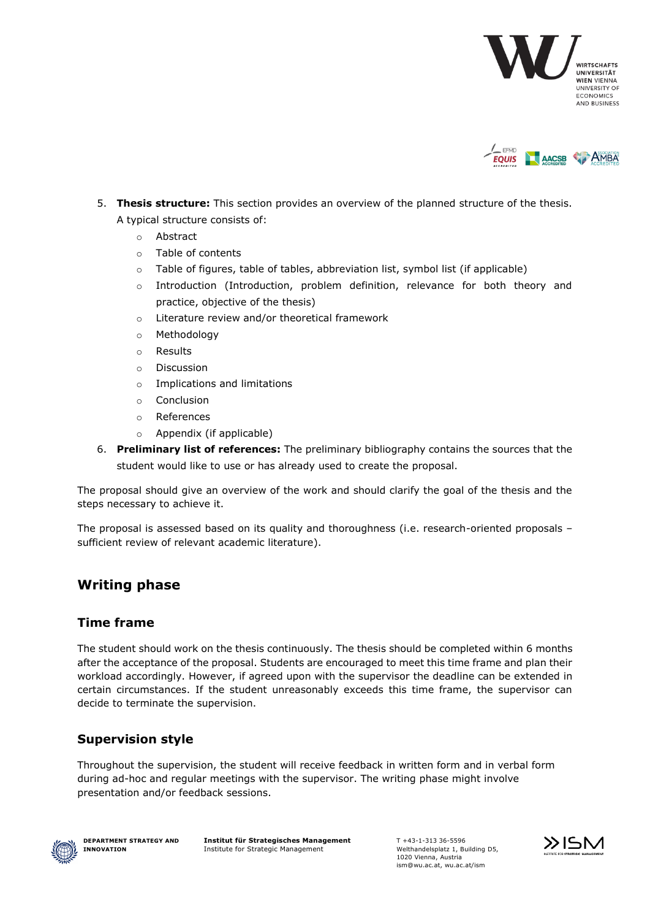5. **Thesis structure:** This section provides an overview of the planned structure of the thesis. A typical structure consists of:
    - Abstract
    - Table of contents
    - Table of figures, table of tables, abbreviation list, symbol list (if applicable)
    - Introduction (Introduction, problem definition, relevance for both theory and practice, objective of the thesis)
    - Literature review and/or theoretical framework
    - Methodology
    - Results
    - Discussion
    - Implications and limitations
    - Conclusion
    - References
    - Appendix (if applicable)
6. **Preliminary list of references:** The preliminary bibliography contains the sources that the student would like to use or has already used to create the proposal.

The proposal should give an overview of the work and should clarify the goal of the thesis and the steps necessary to achieve it.

The proposal is assessed based on its quality and thoroughness (i.e. research-oriented proposals – sufficient review of relevant academic literature).

## Writing phase

### Time frame

The student should work on the thesis continuously. The thesis should be completed within 6 months after the acceptance of the proposal. Students are encouraged to meet this time frame and plan their workload accordingly. However, if agreed upon with the supervisor the deadline can be extended in certain circumstances. If the student unreasonably exceeds this time frame, the supervisor can decide to terminate the supervision.

### Supervision style

Throughout the supervision, the student will receive feedback in written form and in verbal form during ad-hoc and regular meetings with the supervisor. The writing phase might involve presentation and/or feedback sessions.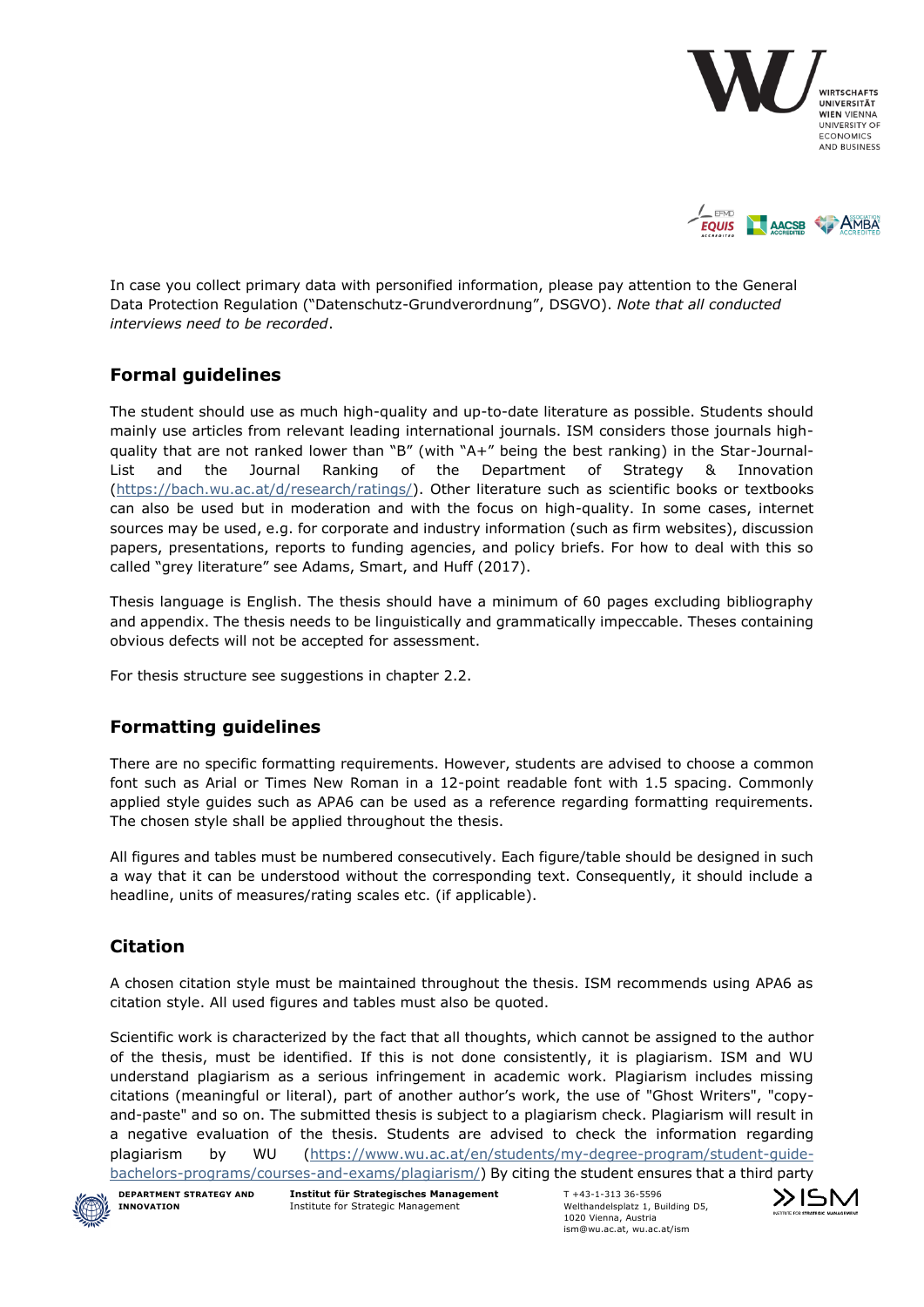In case you collect primary data with personified information, please pay attention to the General Data Protection Regulation ("Datenschutz-Grundverordnung", DSGVO). *Note that all conducted interviews need to be recorded*.

## Formal guidelines

The student should use as much high-quality and up-to-date literature as possible. Students should mainly use articles from relevant leading international journals. ISM considers those journals high-quality that are not ranked lower than "B" (with "A+" being the best ranking) in the Star-Journal-List and the Journal Ranking of the Department of Strategy & Innovation (https://bach.wu.ac.at/d/research/ratings/). Other literature such as scientific books or textbooks can also be used but in moderation and with the focus on high-quality. In some cases, internet sources may be used, e.g. for corporate and industry information (such as firm websites), discussion papers, presentations, reports to funding agencies, and policy briefs. For how to deal with this so called "grey literature" see Adams, Smart, and Huff (2017).

Thesis language is English. The thesis should have a minimum of 60 pages excluding bibliography and appendix. The thesis needs to be linguistically and grammatically impeccable. Theses containing obvious defects will not be accepted for assessment.

For thesis structure see suggestions in chapter 2.2.

## Formatting guidelines

There are no specific formatting requirements. However, students are advised to choose a common font such as Arial or Times New Roman in a 12-point readable font with 1.5 spacing. Commonly applied style guides such as APA6 can be used as a reference regarding formatting requirements. The chosen style shall be applied throughout the thesis.

All figures and tables must be numbered consecutively. Each figure/table should be designed in such a way that it can be understood without the corresponding text. Consequently, it should include a headline, units of measures/rating scales etc. (if applicable).

## Citation

A chosen citation style must be maintained throughout the thesis. ISM recommends using APA6 as citation style. All used figures and tables must also be quoted.

Scientific work is characterized by the fact that all thoughts, which cannot be assigned to the author of the thesis, must be identified. If this is not done consistently, it is plagiarism. ISM and WU understand plagiarism as a serious infringement in academic work. Plagiarism includes missing citations (meaningful or literal), part of another author's work, the use of "Ghost Writers", "copy-and-paste" and so on. The submitted thesis is subject to a plagiarism check. Plagiarism will result in a negative evaluation of the thesis. Students are advised to check the information regarding plagiarism by WU (https://www.wu.ac.at/en/students/my-degree-program/student-guide-bachelors-programs/courses-and-exams/plagiarism/) By citing the student ensures that a third party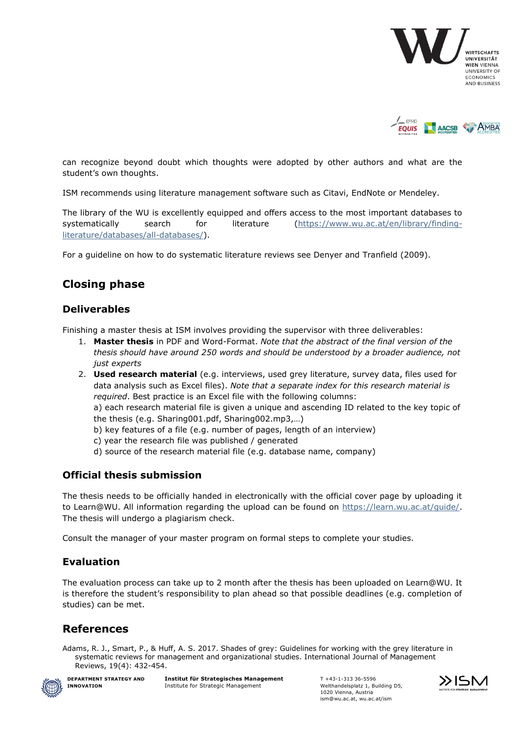can recognize beyond doubt which thoughts were adopted by other authors and what are the student's own thoughts.

ISM recommends using literature management software such as Citavi, EndNote or Mendeley.

The library of the WU is excellently equipped and offers access to the most important databases to systematically search for literature (https://www.wu.ac.at/en/library/finding-literature/databases/all-databases/).

For a guideline on how to do systematic literature reviews see Denyer and Tranfield (2009).

## Closing phase

### Deliverables

Finishing a master thesis at ISM involves providing the supervisor with three deliverables:

1. **Master thesis** in PDF and Word-Format. *Note that the abstract of the final version of the thesis should have around 250 words and should be understood by a broader audience, not just experts*
2. **Used research material** (e.g. interviews, used grey literature, survey data, files used for data analysis such as Excel files). *Note that a separate index for this research material is required*. Best practice is an Excel file with the following columns:
   a) each research material file is given a unique and ascending ID related to the key topic of the thesis (e.g. Sharing001.pdf, Sharing002.mp3,…)
   b) key features of a file (e.g. number of pages, length of an interview)
   c) year the research file was published / generated
   d) source of the research material file (e.g. database name, company)

### Official thesis submission

The thesis needs to be officially handed in electronically with the official cover page by uploading it to Learn@WU. All information regarding the upload can be found on https://learn.wu.ac.at/guide/. The thesis will undergo a plagiarism check.

Consult the manager of your master program on formal steps to complete your studies.

### Evaluation

The evaluation process can take up to 2 month after the thesis has been uploaded on Learn@WU. It is therefore the student's responsibility to plan ahead so that possible deadlines (e.g. completion of studies) can be met.

## References

Adams, R. J., Smart, P., & Huff, A. S. 2017. Shades of grey: Guidelines for working with the grey literature in systematic reviews for management and organizational studies. International Journal of Management Reviews, 19(4): 432-454.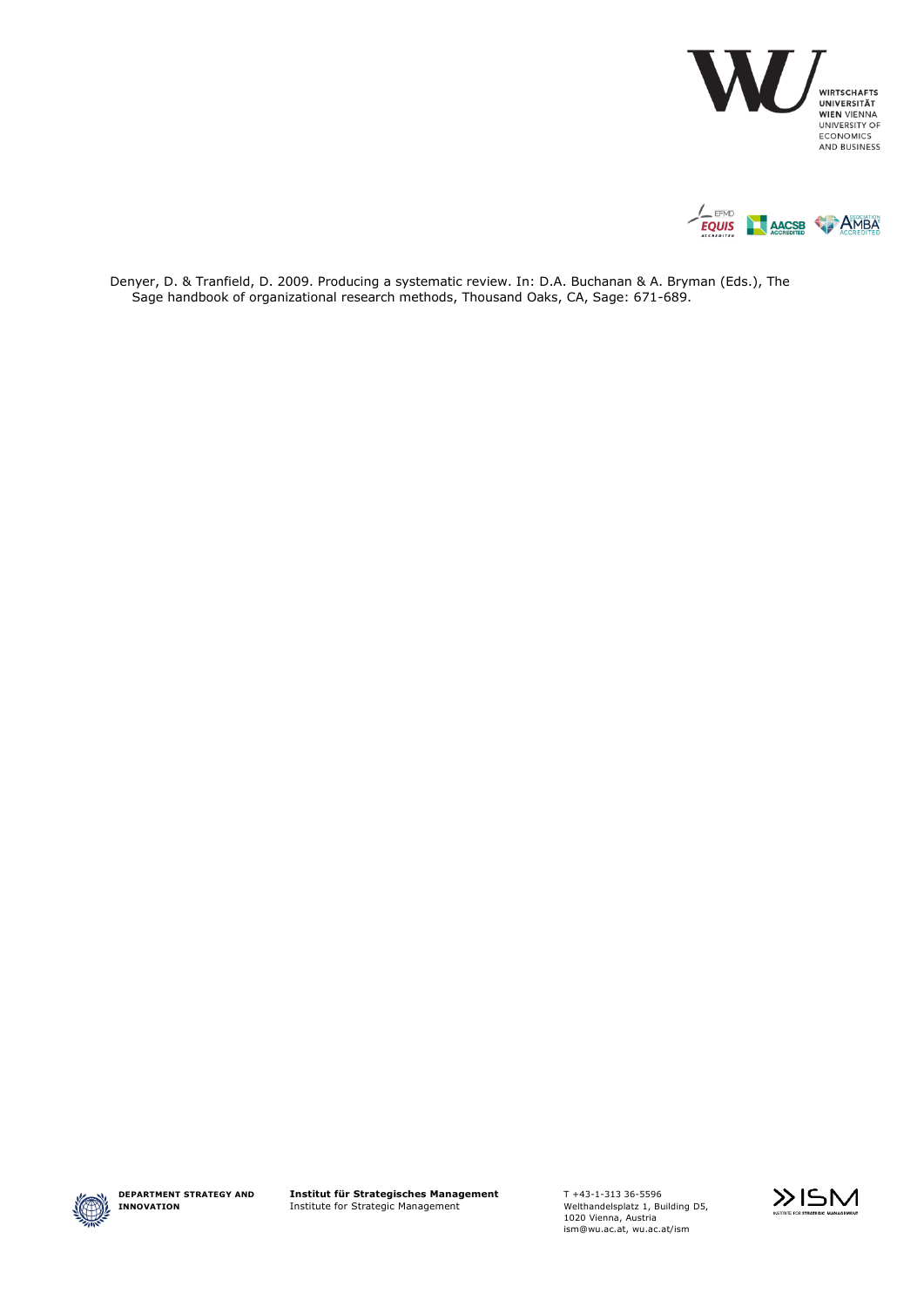Denyer, D. & Tranfield, D. 2009. Producing a systematic review. In: D.A. Buchanan & A. Bryman (Eds.), The Sage handbook of organizational research methods, Thousand Oaks, CA, Sage: 671-689.